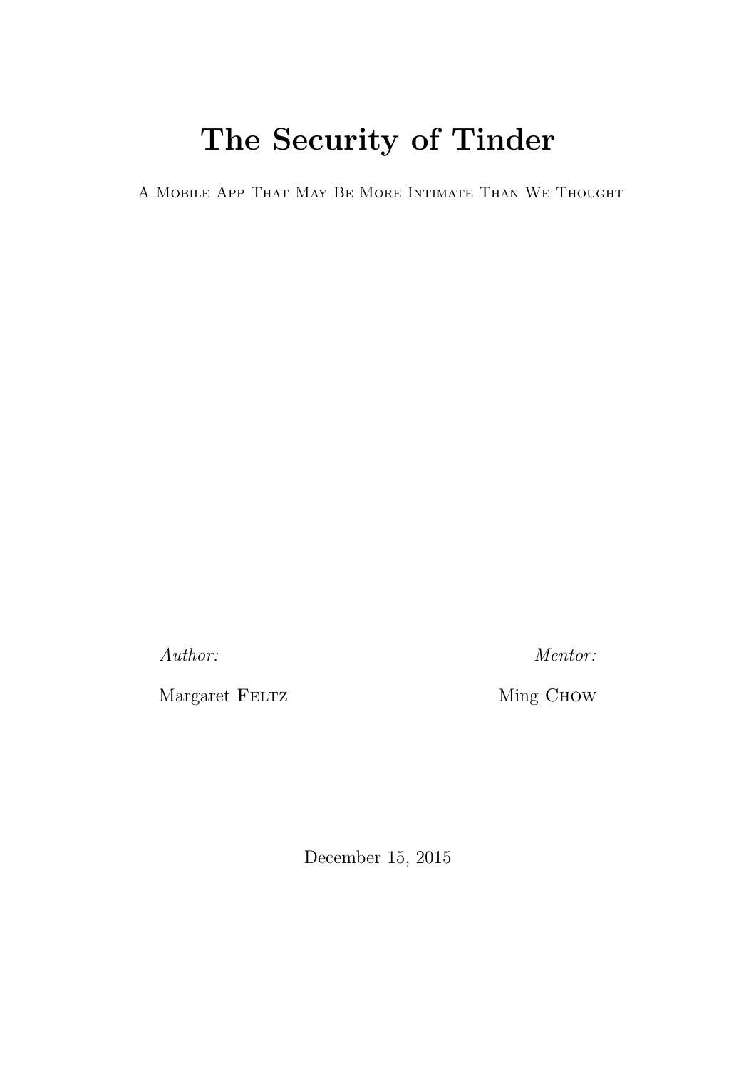# The Security of Tinder

A Mobile App That May Be More Intimate Than We Thought

*Author:*

Margaret Feltz

*Mentor:*

Ming Chow

December 15, 2015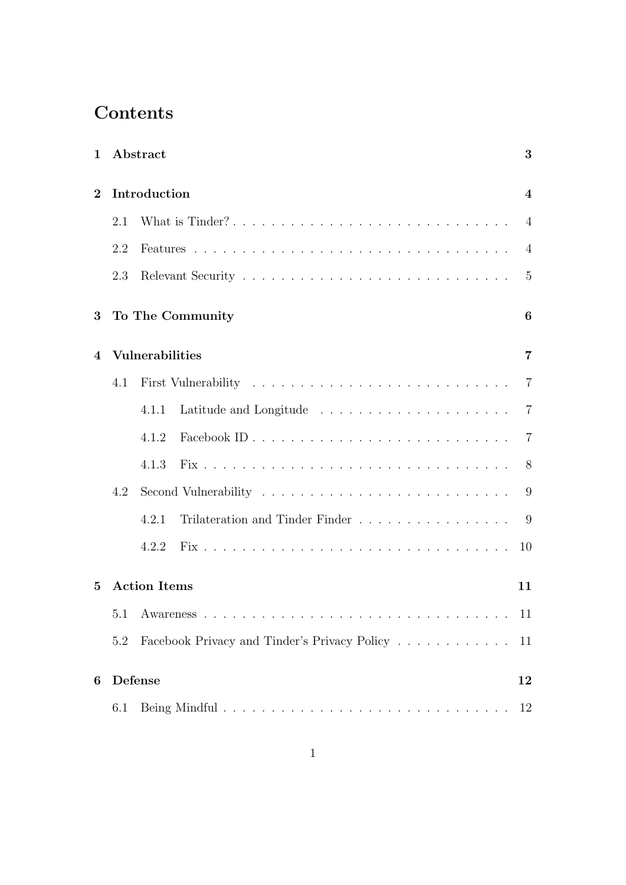# Contents

**1 Abstract** **3**

**2 Introduction** **4**

- 2.1 What is Tinder? . . . . . . . . . . . . . . . . . . . . . . . . . . . . . 4
- 2.2 Features . . . . . . . . . . . . . . . . . . . . . . . . . . . . . . . . . . 4
- 2.3 Relevant Security . . . . . . . . . . . . . . . . . . . . . . . . . . . . 5

**3 To The Community** **6**

**4 Vulnerabilities** **7**

- 4.1 First Vulnerability . . . . . . . . . . . . . . . . . . . . . . . . . . . 7
  - 4.1.1 Latitude and Longitude . . . . . . . . . . . . . . . . . . . . 7
  - 4.1.2 Facebook ID . . . . . . . . . . . . . . . . . . . . . . . . . . 7
  - 4.1.3 Fix . . . . . . . . . . . . . . . . . . . . . . . . . . . . . . . . 8
- 4.2 Second Vulnerability . . . . . . . . . . . . . . . . . . . . . . . . . . 9
  - 4.2.1 Trilateration and Tinder Finder . . . . . . . . . . . . . . . . 9
  - 4.2.2 Fix . . . . . . . . . . . . . . . . . . . . . . . . . . . . . . . . 10

**5 Action Items** **11**

- 5.1 Awareness . . . . . . . . . . . . . . . . . . . . . . . . . . . . . . . . 11
- 5.2 Facebook Privacy and Tinder's Privacy Policy . . . . . . . . . . . . 11

**6 Defense** **12**

- 6.1 Being Mindful . . . . . . . . . . . . . . . . . . . . . . . . . . . . . . 12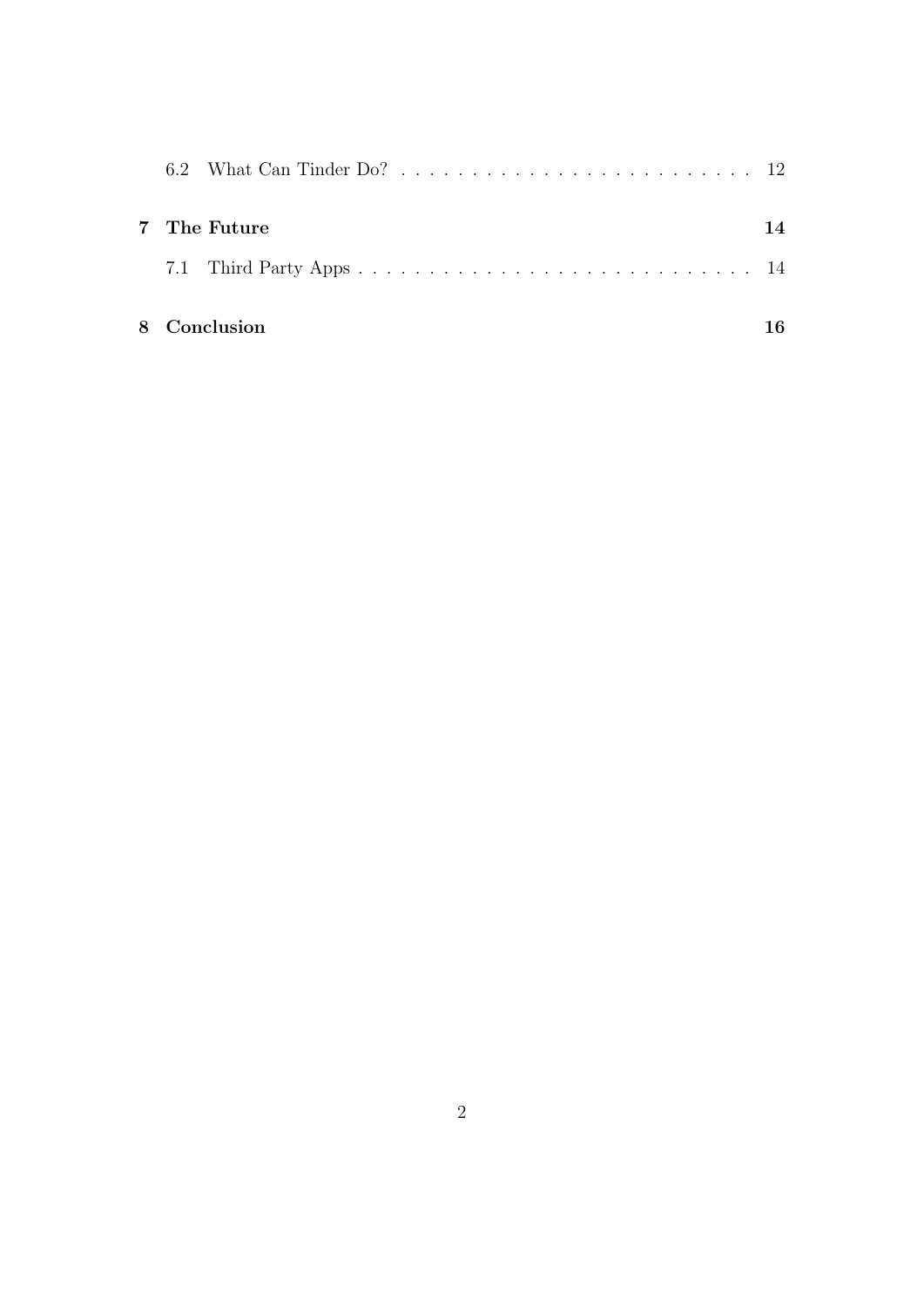6.2 What Can Tinder Do? . . . . . . . . . . . . . . . . . . . . . . . . . . 12

**7 The Future** **14**

7.1 Third Party Apps . . . . . . . . . . . . . . . . . . . . . . . . . . . . 14

**8 Conclusion** **16**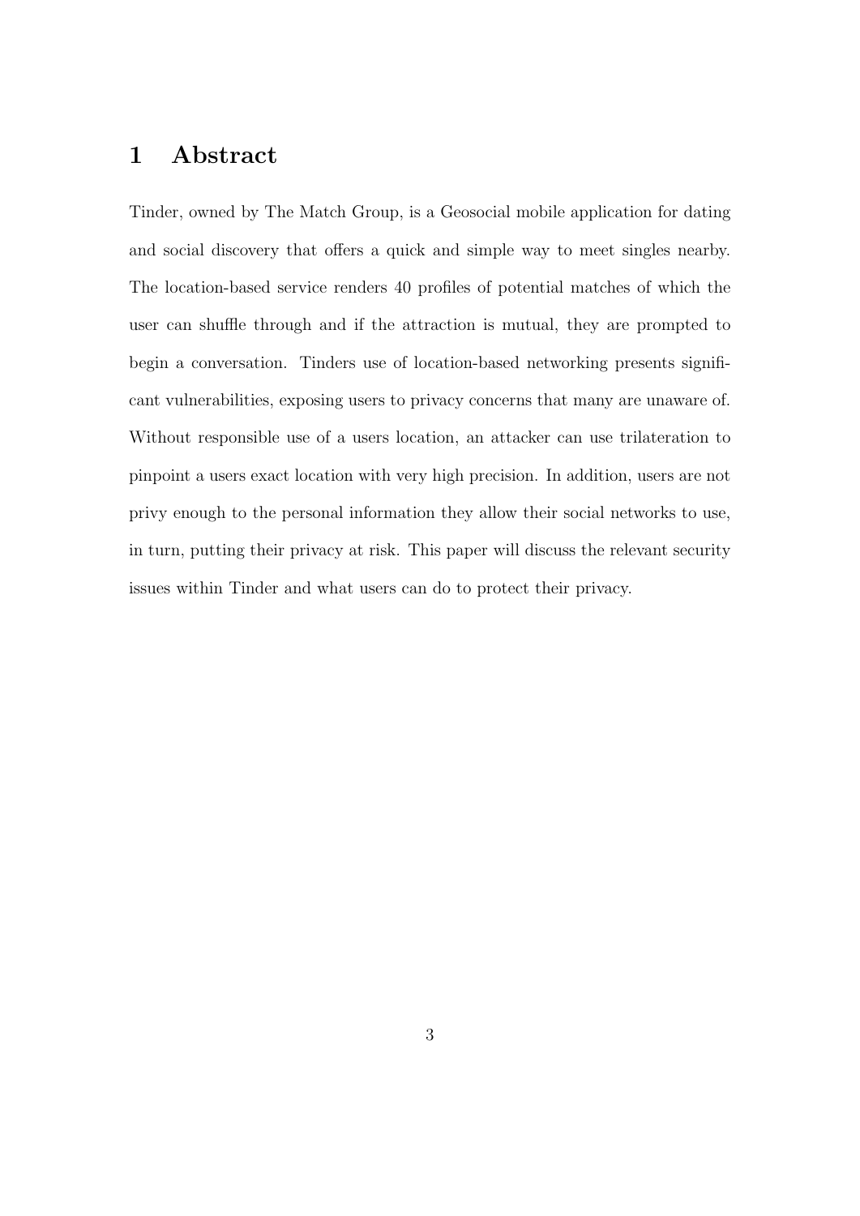# 1 Abstract

Tinder, owned by The Match Group, is a Geosocial mobile application for dating and social discovery that offers a quick and simple way to meet singles nearby. The location-based service renders 40 profiles of potential matches of which the user can shuffle through and if the attraction is mutual, they are prompted to begin a conversation. Tinders use of location-based networking presents significant vulnerabilities, exposing users to privacy concerns that many are unaware of. Without responsible use of a users location, an attacker can use trilateration to pinpoint a users exact location with very high precision. In addition, users are not privy enough to the personal information they allow their social networks to use, in turn, putting their privacy at risk. This paper will discuss the relevant security issues within Tinder and what users can do to protect their privacy.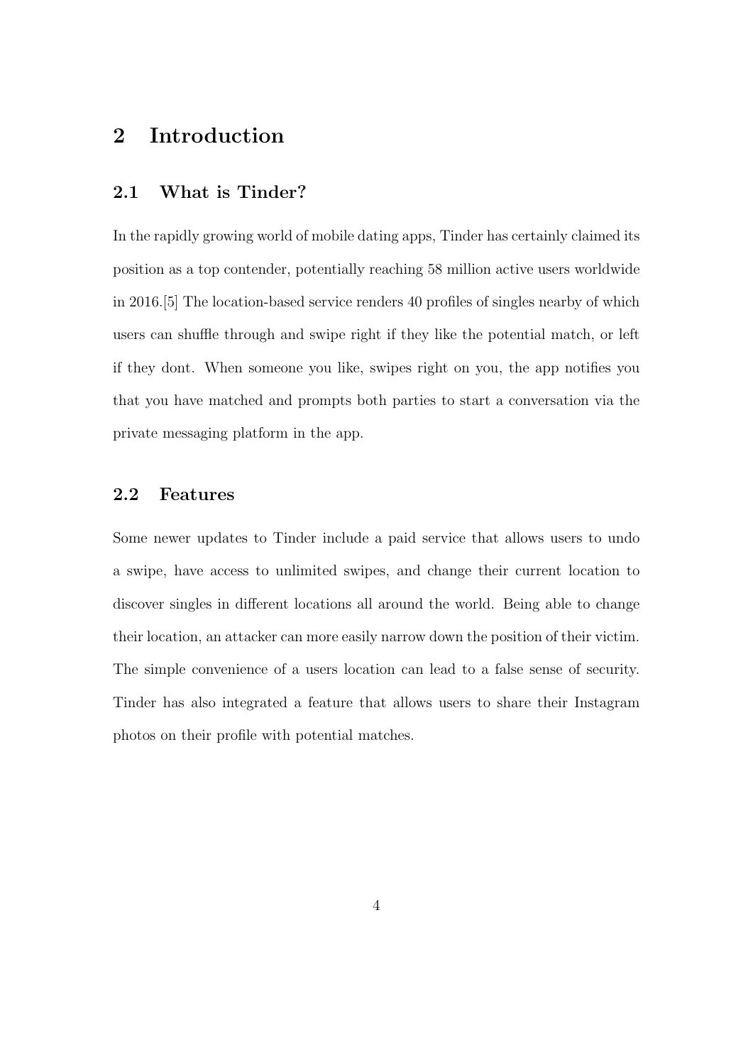# 2 Introduction

## 2.1 What is Tinder?

In the rapidly growing world of mobile dating apps, Tinder has certainly claimed its position as a top contender, potentially reaching 58 million active users worldwide in 2016.[5] The location-based service renders 40 profiles of singles nearby of which users can shuffle through and swipe right if they like the potential match, or left if they dont. When someone you like, swipes right on you, the app notifies you that you have matched and prompts both parties to start a conversation via the private messaging platform in the app.

## 2.2 Features

Some newer updates to Tinder include a paid service that allows users to undo a swipe, have access to unlimited swipes, and change their current location to discover singles in different locations all around the world. Being able to change their location, an attacker can more easily narrow down the position of their victim. The simple convenience of a users location can lead to a false sense of security. Tinder has also integrated a feature that allows users to share their Instagram photos on their profile with potential matches.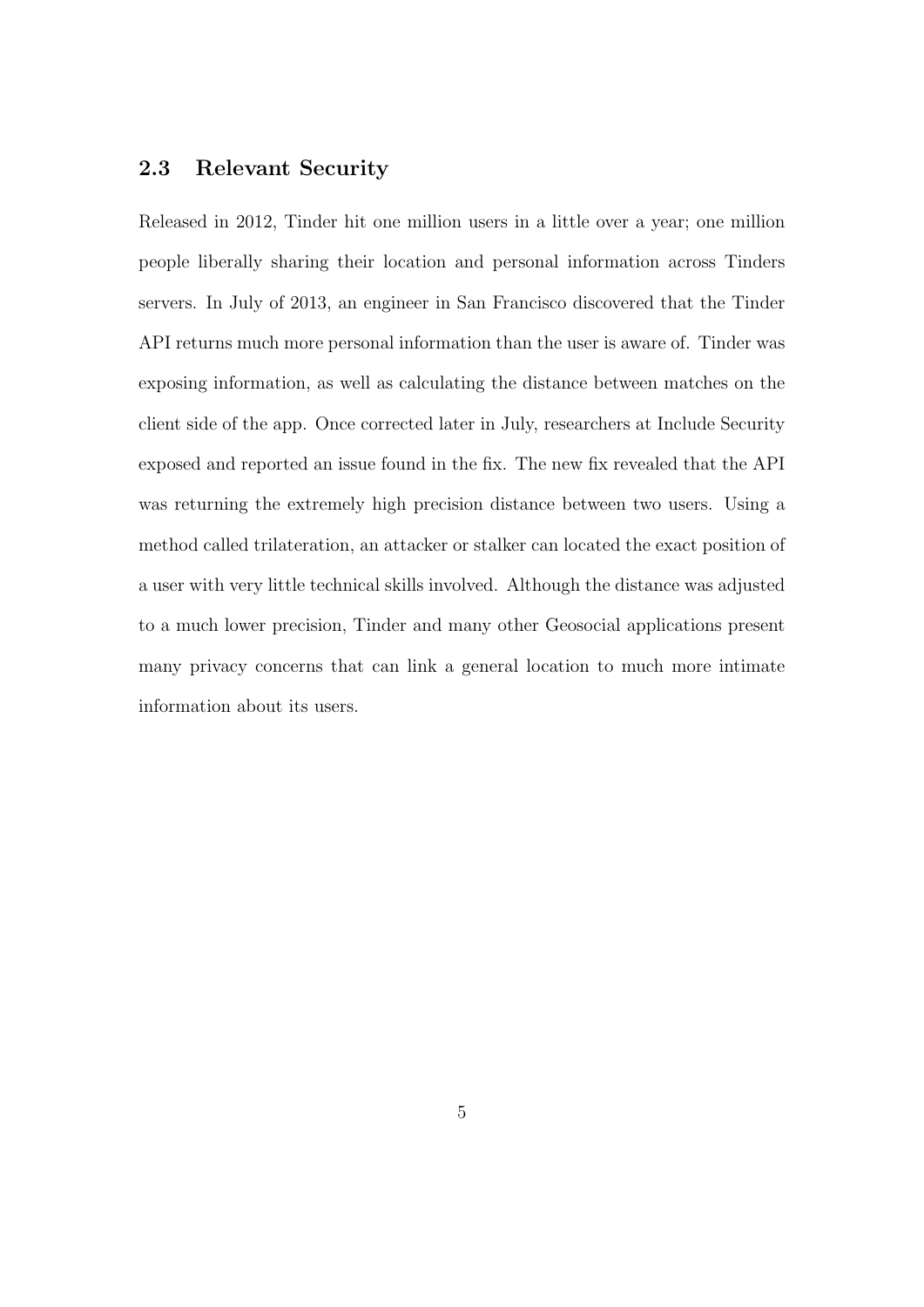## 2.3 Relevant Security

Released in 2012, Tinder hit one million users in a little over a year; one million people liberally sharing their location and personal information across Tinders servers. In July of 2013, an engineer in San Francisco discovered that the Tinder API returns much more personal information than the user is aware of. Tinder was exposing information, as well as calculating the distance between matches on the client side of the app. Once corrected later in July, researchers at Include Security exposed and reported an issue found in the fix. The new fix revealed that the API was returning the extremely high precision distance between two users. Using a method called trilateration, an attacker or stalker can located the exact position of a user with very little technical skills involved. Although the distance was adjusted to a much lower precision, Tinder and many other Geosocial applications present many privacy concerns that can link a general location to much more intimate information about its users.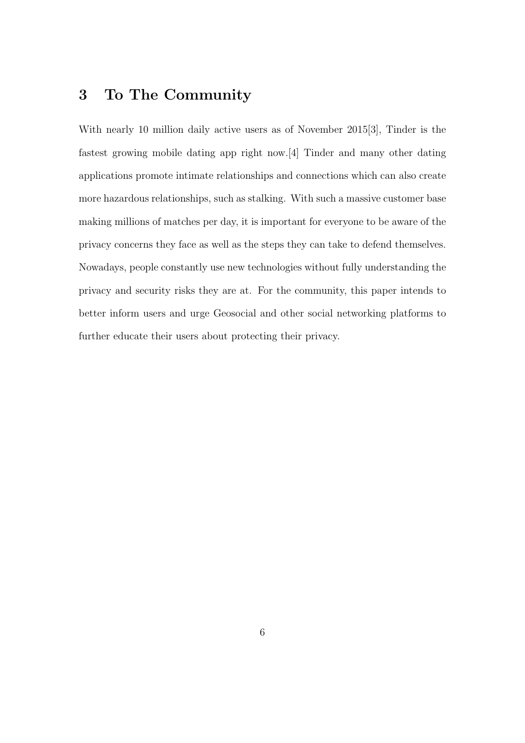# 3 To The Community

With nearly 10 million daily active users as of November 2015[3], Tinder is the fastest growing mobile dating app right now.[4] Tinder and many other dating applications promote intimate relationships and connections which can also create more hazardous relationships, such as stalking. With such a massive customer base making millions of matches per day, it is important for everyone to be aware of the privacy concerns they face as well as the steps they can take to defend themselves. Nowadays, people constantly use new technologies without fully understanding the privacy and security risks they are at. For the community, this paper intends to better inform users and urge Geosocial and other social networking platforms to further educate their users about protecting their privacy.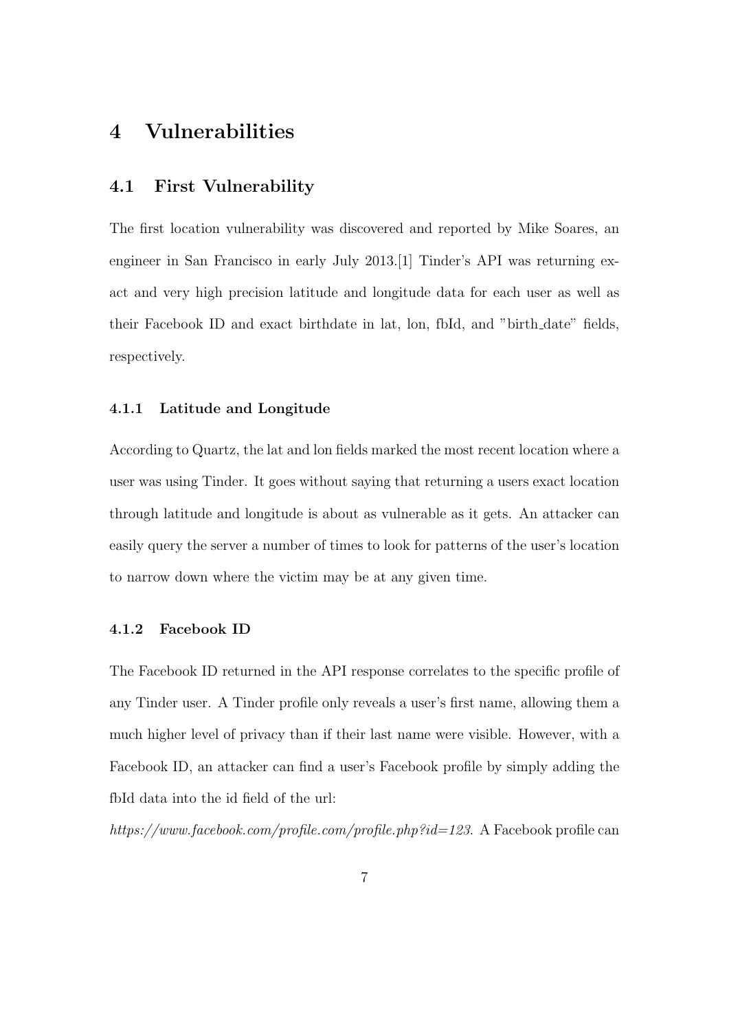# 4 Vulnerabilities

## 4.1 First Vulnerability

The first location vulnerability was discovered and reported by Mike Soares, an engineer in San Francisco in early July 2013.[1] Tinder's API was returning exact and very high precision latitude and longitude data for each user as well as their Facebook ID and exact birthdate in lat, lon, fbId, and "birth_date" fields, respectively.

### 4.1.1 Latitude and Longitude

According to Quartz, the lat and lon fields marked the most recent location where a user was using Tinder. It goes without saying that returning a users exact location through latitude and longitude is about as vulnerable as it gets. An attacker can easily query the server a number of times to look for patterns of the user's location to narrow down where the victim may be at any given time.

### 4.1.2 Facebook ID

The Facebook ID returned in the API response correlates to the specific profile of any Tinder user. A Tinder profile only reveals a user's first name, allowing them a much higher level of privacy than if their last name were visible. However, with a Facebook ID, an attacker can find a user's Facebook profile by simply adding the fbId data into the id field of the url:

*https://www.facebook.com/profile.com/profile.php?id=123*. A Facebook profile can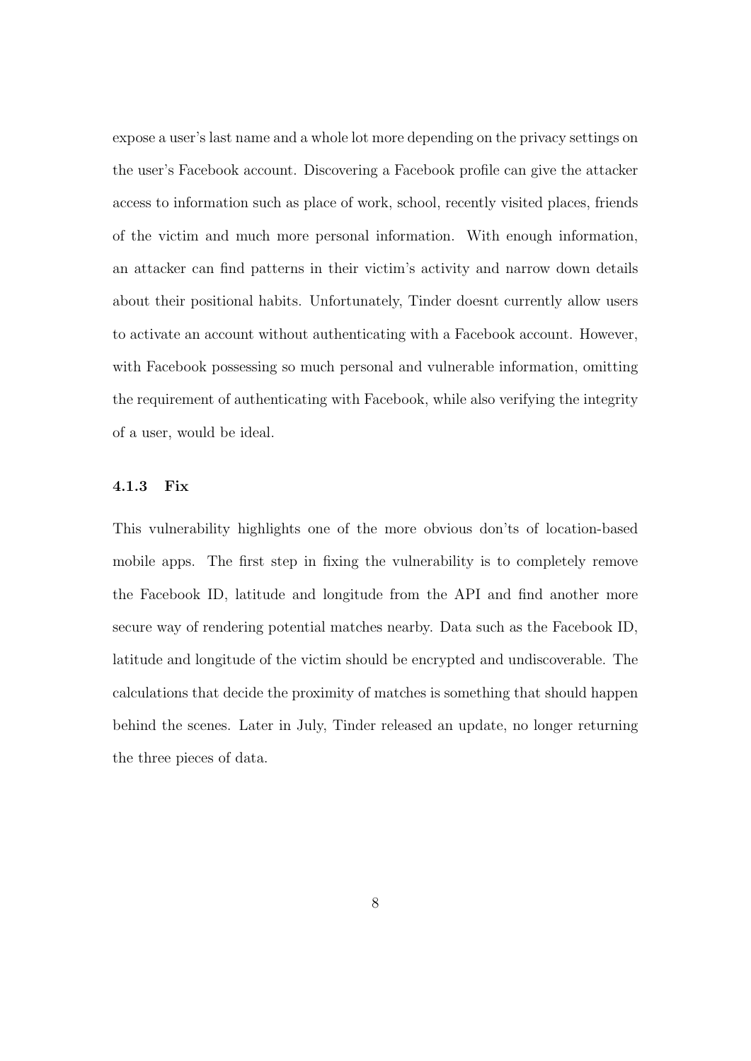expose a user's last name and a whole lot more depending on the privacy settings on the user's Facebook account. Discovering a Facebook profile can give the attacker access to information such as place of work, school, recently visited places, friends of the victim and much more personal information. With enough information, an attacker can find patterns in their victim's activity and narrow down details about their positional habits. Unfortunately, Tinder doesnt currently allow users to activate an account without authenticating with a Facebook account. However, with Facebook possessing so much personal and vulnerable information, omitting the requirement of authenticating with Facebook, while also verifying the integrity of a user, would be ideal.

### 4.1.3 Fix

This vulnerability highlights one of the more obvious don'ts of location-based mobile apps. The first step in fixing the vulnerability is to completely remove the Facebook ID, latitude and longitude from the API and find another more secure way of rendering potential matches nearby. Data such as the Facebook ID, latitude and longitude of the victim should be encrypted and undiscoverable. The calculations that decide the proximity of matches is something that should happen behind the scenes. Later in July, Tinder released an update, no longer returning the three pieces of data.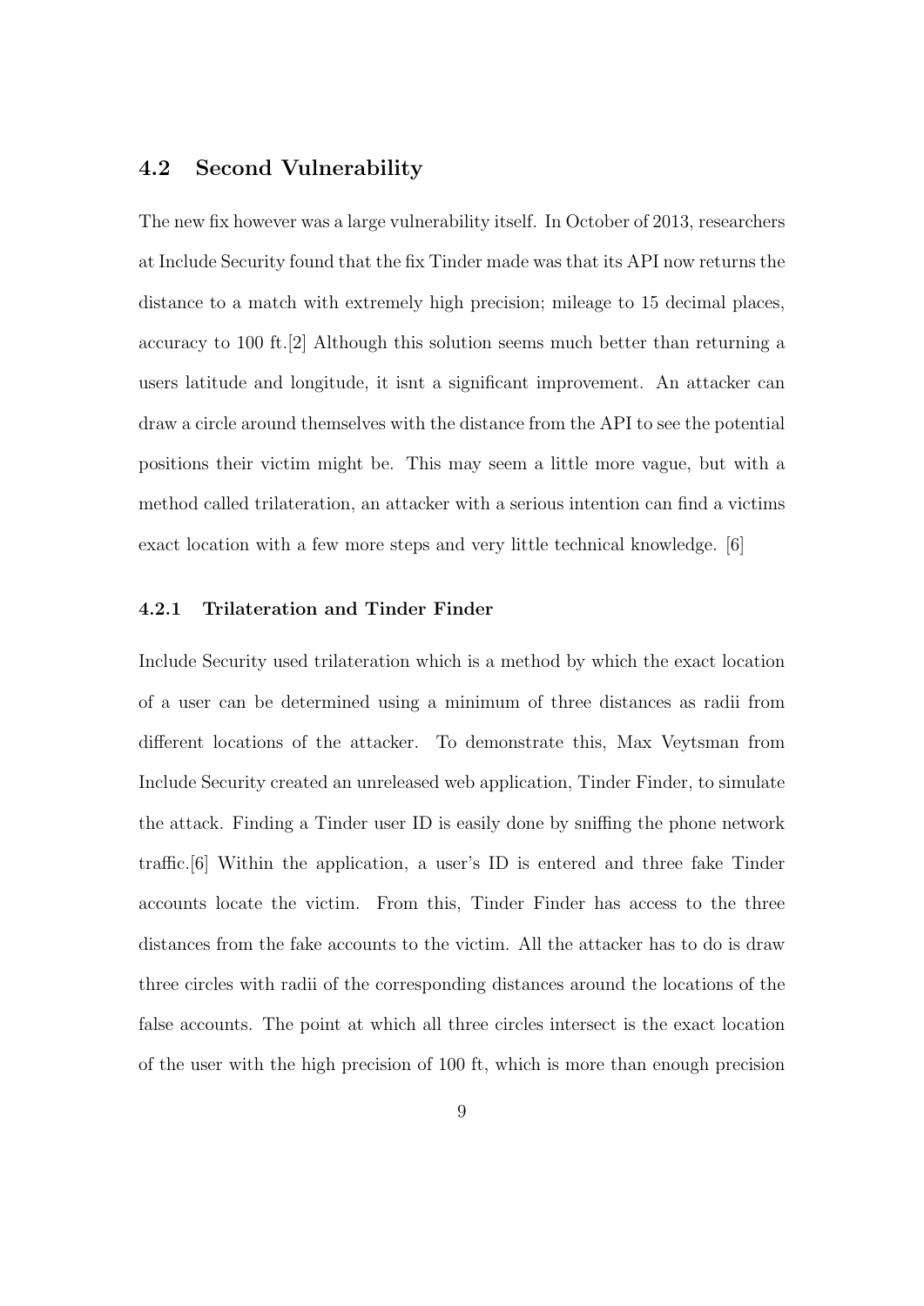## 4.2 Second Vulnerability

The new fix however was a large vulnerability itself. In October of 2013, researchers at Include Security found that the fix Tinder made was that its API now returns the distance to a match with extremely high precision; mileage to 15 decimal places, accuracy to 100 ft.[2] Although this solution seems much better than returning a users latitude and longitude, it isnt a significant improvement. An attacker can draw a circle around themselves with the distance from the API to see the potential positions their victim might be. This may seem a little more vague, but with a method called trilateration, an attacker with a serious intention can find a victims exact location with a few more steps and very little technical knowledge. [6]

### 4.2.1 Trilateration and Tinder Finder

Include Security used trilateration which is a method by which the exact location of a user can be determined using a minimum of three distances as radii from different locations of the attacker. To demonstrate this, Max Veytsman from Include Security created an unreleased web application, Tinder Finder, to simulate the attack. Finding a Tinder user ID is easily done by sniffing the phone network traffic.[6] Within the application, a user's ID is entered and three fake Tinder accounts locate the victim. From this, Tinder Finder has access to the three distances from the fake accounts to the victim. All the attacker has to do is draw three circles with radii of the corresponding distances around the locations of the false accounts. The point at which all three circles intersect is the exact location of the user with the high precision of 100 ft, which is more than enough precision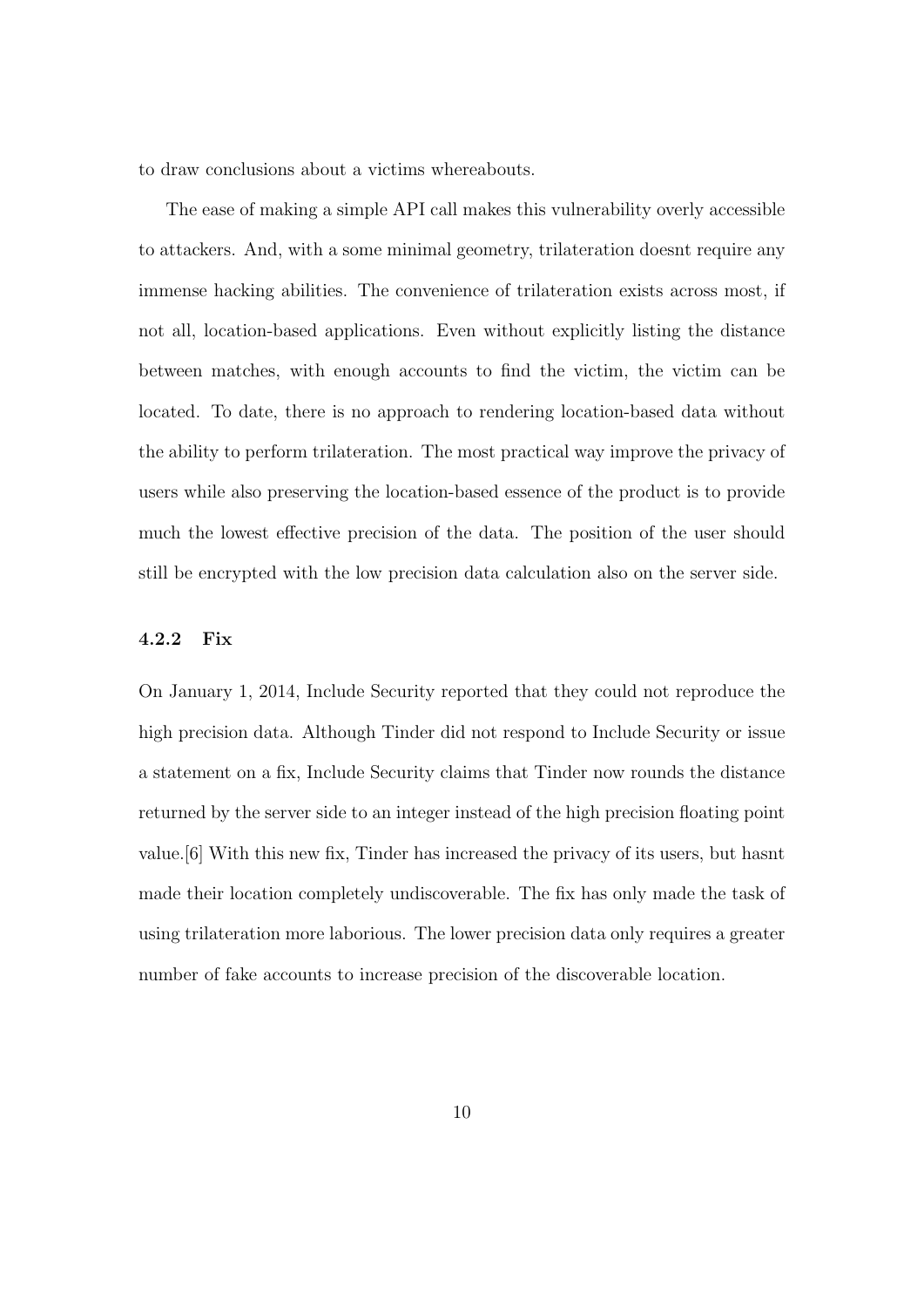to draw conclusions about a victims whereabouts.

The ease of making a simple API call makes this vulnerability overly accessible to attackers. And, with a some minimal geometry, trilateration doesnt require any immense hacking abilities. The convenience of trilateration exists across most, if not all, location-based applications. Even without explicitly listing the distance between matches, with enough accounts to find the victim, the victim can be located. To date, there is no approach to rendering location-based data without the ability to perform trilateration. The most practical way improve the privacy of users while also preserving the location-based essence of the product is to provide much the lowest effective precision of the data. The position of the user should still be encrypted with the low precision data calculation also on the server side.

#### 4.2.2 Fix

On January 1, 2014, Include Security reported that they could not reproduce the high precision data. Although Tinder did not respond to Include Security or issue a statement on a fix, Include Security claims that Tinder now rounds the distance returned by the server side to an integer instead of the high precision floating point value.[6] With this new fix, Tinder has increased the privacy of its users, but hasnt made their location completely undiscoverable. The fix has only made the task of using trilateration more laborious. The lower precision data only requires a greater number of fake accounts to increase precision of the discoverable location.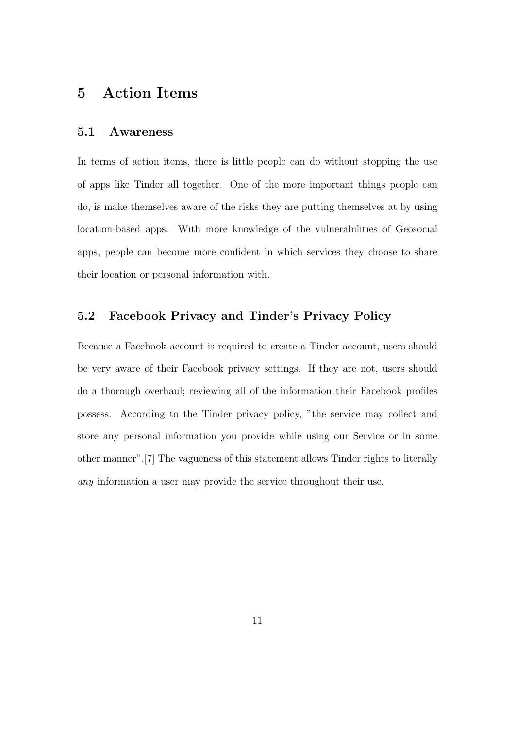# 5 Action Items

## 5.1 Awareness

In terms of action items, there is little people can do without stopping the use of apps like Tinder all together. One of the more important things people can do, is make themselves aware of the risks they are putting themselves at by using location-based apps. With more knowledge of the vulnerabilities of Geosocial apps, people can become more confident in which services they choose to share their location or personal information with.

## 5.2 Facebook Privacy and Tinder's Privacy Policy

Because a Facebook account is required to create a Tinder account, users should be very aware of their Facebook privacy settings. If they are not, users should do a thorough overhaul; reviewing all of the information their Facebook profiles possess. According to the Tinder privacy policy, "the service may collect and store any personal information you provide while using our Service or in some other manner".[7] The vagueness of this statement allows Tinder rights to literally *any* information a user may provide the service throughout their use.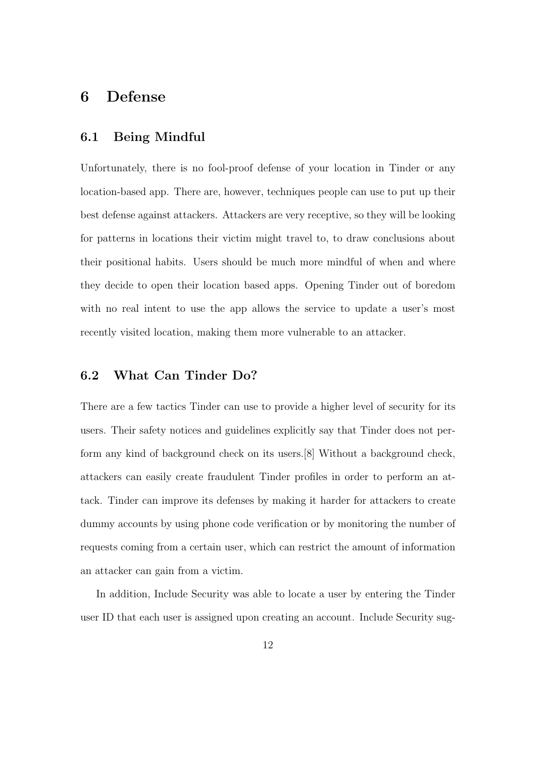# 6 Defense

## 6.1 Being Mindful

Unfortunately, there is no fool-proof defense of your location in Tinder or any location-based app. There are, however, techniques people can use to put up their best defense against attackers. Attackers are very receptive, so they will be looking for patterns in locations their victim might travel to, to draw conclusions about their positional habits. Users should be much more mindful of when and where they decide to open their location based apps. Opening Tinder out of boredom with no real intent to use the app allows the service to update a user's most recently visited location, making them more vulnerable to an attacker.

## 6.2 What Can Tinder Do?

There are a few tactics Tinder can use to provide a higher level of security for its users. Their safety notices and guidelines explicitly say that Tinder does not perform any kind of background check on its users.[8] Without a background check, attackers can easily create fraudulent Tinder profiles in order to perform an attack. Tinder can improve its defenses by making it harder for attackers to create dummy accounts by using phone code verification or by monitoring the number of requests coming from a certain user, which can restrict the amount of information an attacker can gain from a victim.

In addition, Include Security was able to locate a user by entering the Tinder user ID that each user is assigned upon creating an account. Include Security sug-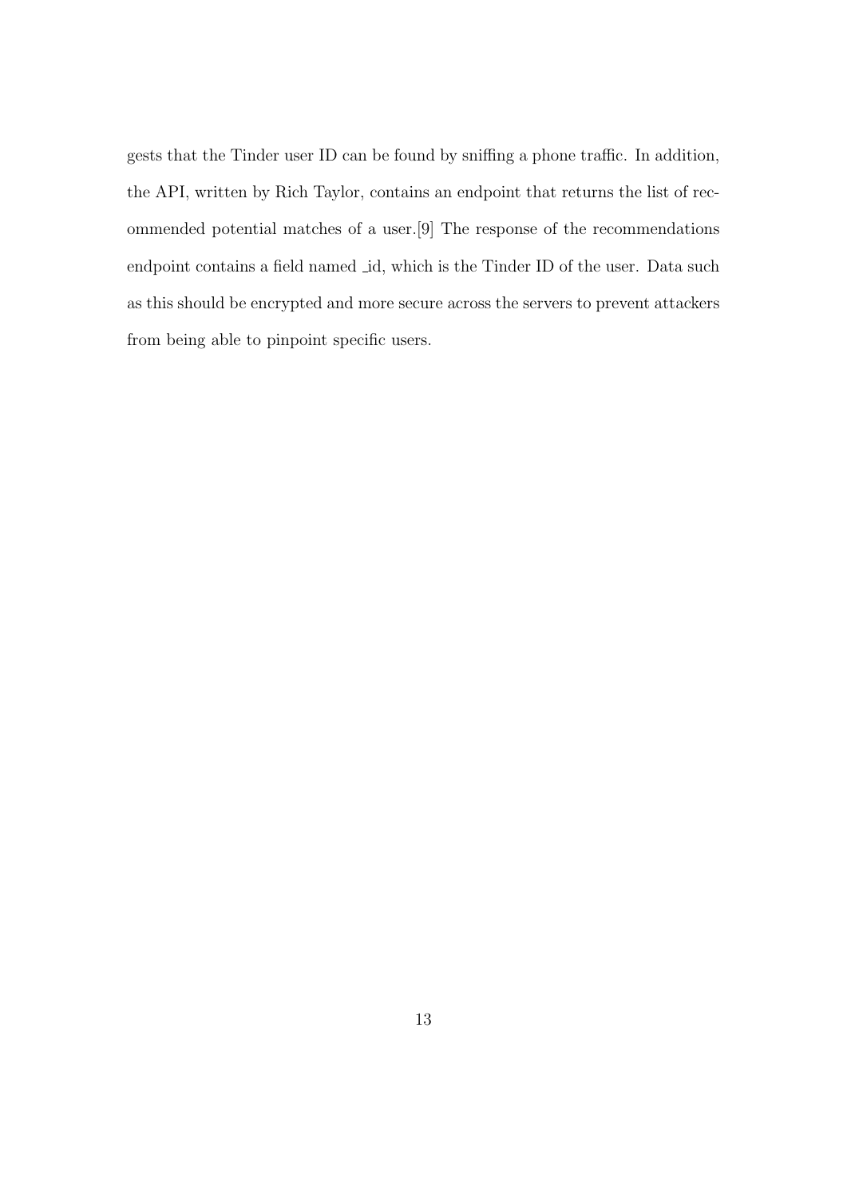gests that the Tinder user ID can be found by sniffing a phone traffic. In addition, the API, written by Rich Taylor, contains an endpoint that returns the list of recommended potential matches of a user.[9] The response of the recommendations endpoint contains a field named _id, which is the Tinder ID of the user. Data such as this should be encrypted and more secure across the servers to prevent attackers from being able to pinpoint specific users.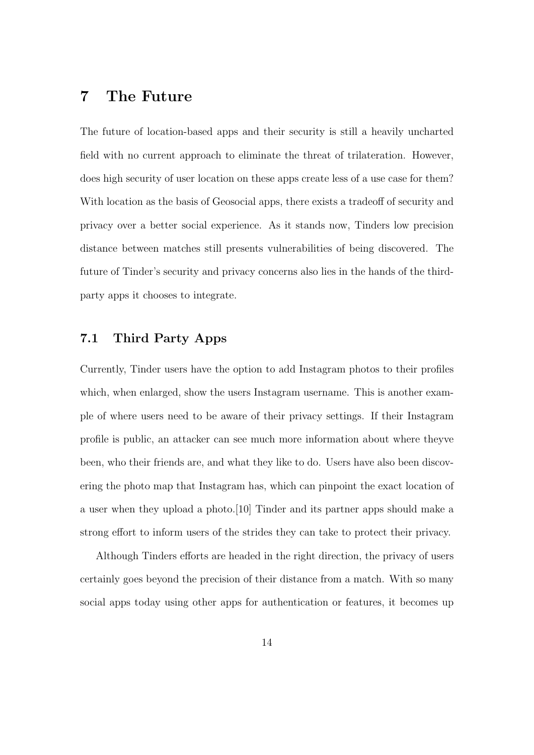# 7 The Future

The future of location-based apps and their security is still a heavily uncharted field with no current approach to eliminate the threat of trilateration. However, does high security of user location on these apps create less of a use case for them? With location as the basis of Geosocial apps, there exists a tradeoff of security and privacy over a better social experience. As it stands now, Tinders low precision distance between matches still presents vulnerabilities of being discovered. The future of Tinder's security and privacy concerns also lies in the hands of the third-party apps it chooses to integrate.

## 7.1 Third Party Apps

Currently, Tinder users have the option to add Instagram photos to their profiles which, when enlarged, show the users Instagram username. This is another example of where users need to be aware of their privacy settings. If their Instagram profile is public, an attacker can see much more information about where theyve been, who their friends are, and what they like to do. Users have also been discovering the photo map that Instagram has, which can pinpoint the exact location of a user when they upload a photo.[10] Tinder and its partner apps should make a strong effort to inform users of the strides they can take to protect their privacy.

Although Tinders efforts are headed in the right direction, the privacy of users certainly goes beyond the precision of their distance from a match. With so many social apps today using other apps for authentication or features, it becomes up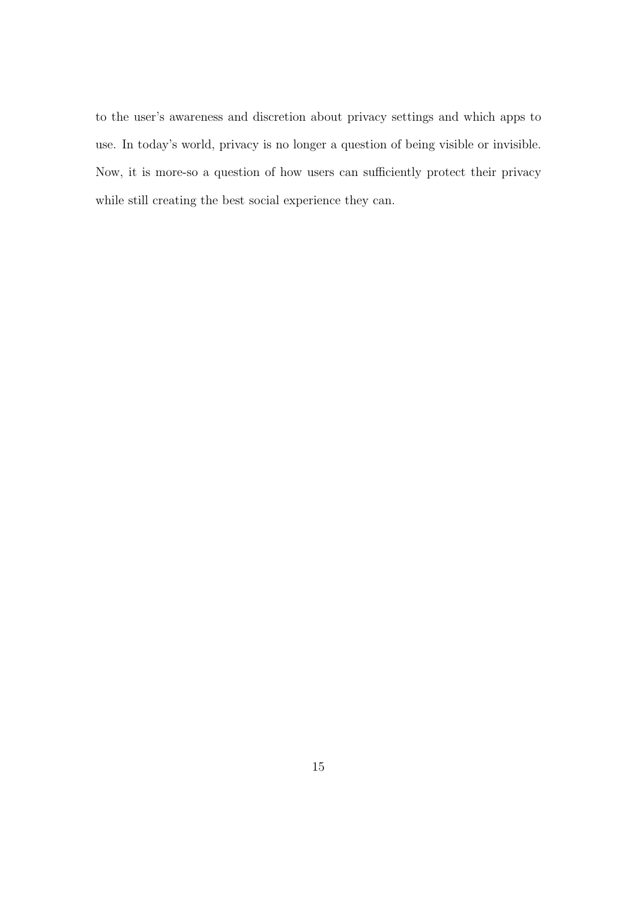to the user's awareness and discretion about privacy settings and which apps to use. In today's world, privacy is no longer a question of being visible or invisible. Now, it is more-so a question of how users can sufficiently protect their privacy while still creating the best social experience they can.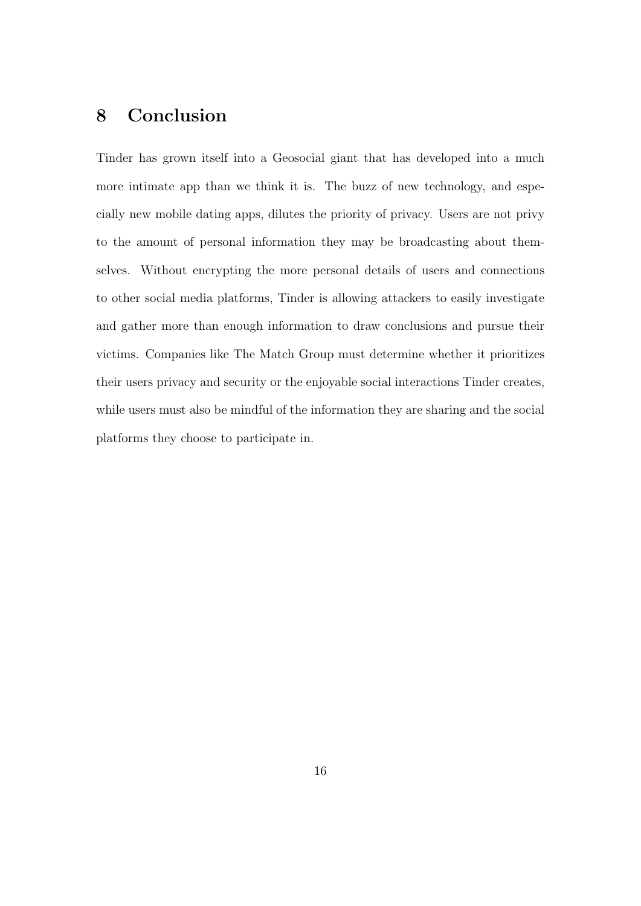## 8 Conclusion

Tinder has grown itself into a Geosocial giant that has developed into a much more intimate app than we think it is. The buzz of new technology, and especially new mobile dating apps, dilutes the priority of privacy. Users are not privy to the amount of personal information they may be broadcasting about themselves. Without encrypting the more personal details of users and connections to other social media platforms, Tinder is allowing attackers to easily investigate and gather more than enough information to draw conclusions and pursue their victims. Companies like The Match Group must determine whether it prioritizes their users privacy and security or the enjoyable social interactions Tinder creates, while users must also be mindful of the information they are sharing and the social platforms they choose to participate in.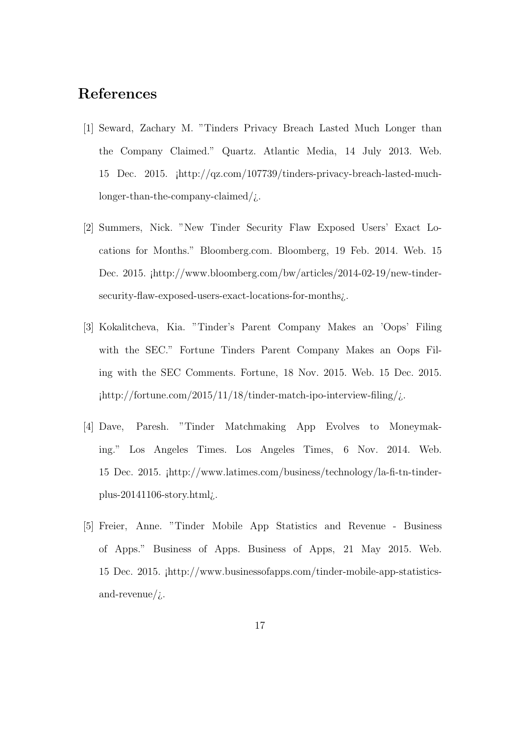## References

[1] Seward, Zachary M. "Tinders Privacy Breach Lasted Much Longer than the Company Claimed." Quartz. Atlantic Media, 14 July 2013. Web. 15 Dec. 2015. ¡http://qz.com/107739/tinders-privacy-breach-lasted-much-longer-than-the-company-claimed/¿.

[2] Summers, Nick. "New Tinder Security Flaw Exposed Users' Exact Locations for Months." Bloomberg.com. Bloomberg, 19 Feb. 2014. Web. 15 Dec. 2015. ¡http://www.bloomberg.com/bw/articles/2014-02-19/new-tinder-security-flaw-exposed-users-exact-locations-for-months¿.

[3] Kokalitcheva, Kia. "Tinder's Parent Company Makes an 'Oops' Filing with the SEC." Fortune Tinders Parent Company Makes an Oops Filing with the SEC Comments. Fortune, 18 Nov. 2015. Web. 15 Dec. 2015. ¡http://fortune.com/2015/11/18/tinder-match-ipo-interview-filing/¿.

[4] Dave, Paresh. "Tinder Matchmaking App Evolves to Moneymaking." Los Angeles Times. Los Angeles Times, 6 Nov. 2014. Web. 15 Dec. 2015. ¡http://www.latimes.com/business/technology/la-fi-tn-tinder-plus-20141106-story.html¿.

[5] Freier, Anne. "Tinder Mobile App Statistics and Revenue - Business of Apps." Business of Apps. Business of Apps, 21 May 2015. Web. 15 Dec. 2015. ¡http://www.businessofapps.com/tinder-mobile-app-statistics-and-revenue/¿.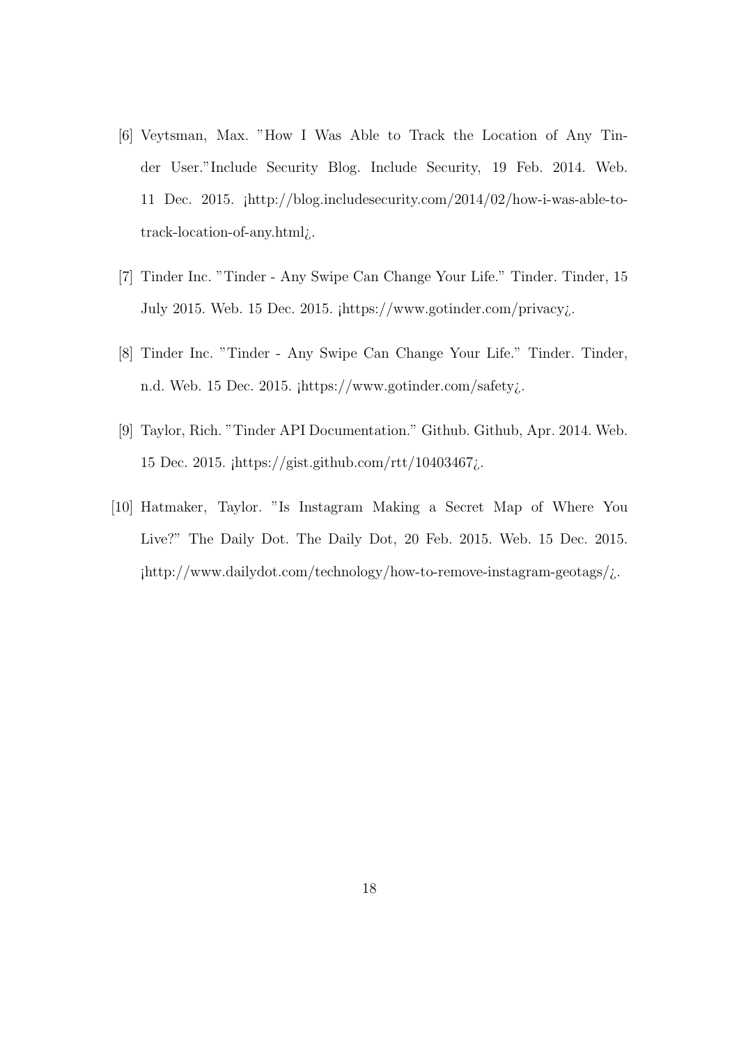[6] Veytsman, Max. "How I Was Able to Track the Location of Any Tinder User."Include Security Blog. Include Security, 19 Feb. 2014. Web. 11 Dec. 2015. ¡http://blog.includesecurity.com/2014/02/how-i-was-able-to-track-location-of-any.html¿.

[7] Tinder Inc. "Tinder - Any Swipe Can Change Your Life." Tinder. Tinder, 15 July 2015. Web. 15 Dec. 2015. ¡https://www.gotinder.com/privacy¿.

[8] Tinder Inc. "Tinder - Any Swipe Can Change Your Life." Tinder. Tinder, n.d. Web. 15 Dec. 2015. ¡https://www.gotinder.com/safety¿.

[9] Taylor, Rich. "Tinder API Documentation." Github. Github, Apr. 2014. Web. 15 Dec. 2015. ¡https://gist.github.com/rtt/10403467¿.

[10] Hatmaker, Taylor. "Is Instagram Making a Secret Map of Where You Live?" The Daily Dot. The Daily Dot, 20 Feb. 2015. Web. 15 Dec. 2015. ¡http://www.dailydot.com/technology/how-to-remove-instagram-geotags/¿.